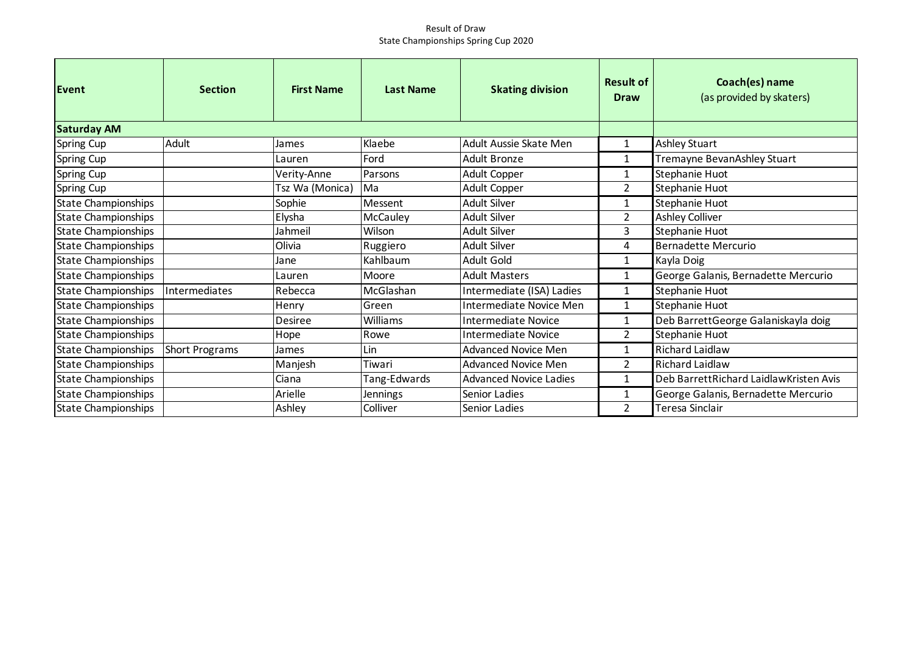Result of Draw

State Championships Spring Cup 2020

| Event | Section | First Name | Last Name | Skating division | Result of Draw | Coach(es) name (as provided by skaters) |
|---|---|---|---|---|---|---|
| **Saturday AM** | | | | | | |
| Spring Cup | Adult | James | Klaebe | Adult Aussie Skate Men | 1 | Ashley Stuart |
| Spring Cup | | Lauren | Ford | Adult Bronze | 1 | Tremayne BevanAshley Stuart |
| Spring Cup | | Verity-Anne | Parsons | Adult Copper | 1 | Stephanie Huot |
| Spring Cup | | Tsz Wa (Monica) | Ma | Adult Copper | 2 | Stephanie Huot |
| State Championships | | Sophie | Messent | Adult Silver | 1 | Stephanie Huot |
| State Championships | | Elysha | McCauley | Adult Silver | 2 | Ashley Colliver |
| State Championships | | Jahmeil | Wilson | Adult Silver | 3 | Stephanie Huot |
| State Championships | | Olivia | Ruggiero | Adult Silver | 4 | Bernadette Mercurio |
| State Championships | | Jane | Kahlbaum | Adult Gold | 1 | Kayla Doig |
| State Championships | | Lauren | Moore | Adult Masters | 1 | George Galanis, Bernadette Mercurio |
| State Championships | Intermediates | Rebecca | McGlashan | Intermediate (ISA) Ladies | 1 | Stephanie Huot |
| State Championships | | Henry | Green | Intermediate Novice Men | 1 | Stephanie Huot |
| State Championships | | Desiree | Williams | Intermediate Novice | 1 | Deb BarrettGeorge Galaniskayla doig |
| State Championships | | Hope | Rowe | Intermediate Novice | 2 | Stephanie Huot |
| State Championships | Short Programs | James | Lin | Advanced Novice Men | 1 | Richard Laidlaw |
| State Championships | | Manjesh | Tiwari | Advanced Novice Men | 2 | Richard Laidlaw |
| State Championships | | Ciana | Tang-Edwards | Advanced Novice Ladies | 1 | Deb BarrettRichard LaidlawKristen Avis |
| State Championships | | Arielle | Jennings | Senior Ladies | 1 | George Galanis, Bernadette Mercurio |
| State Championships | | Ashley | Colliver | Senior Ladies | 2 | Teresa Sinclair |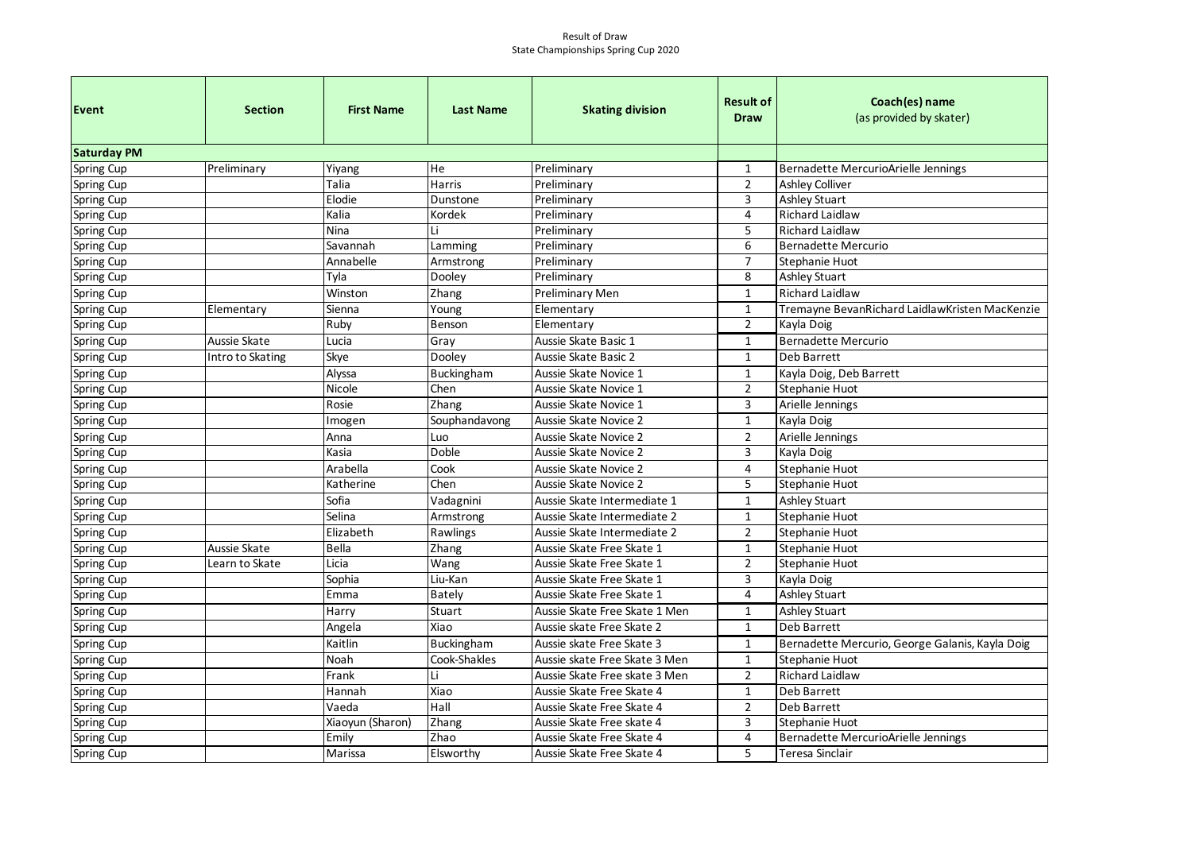Result of Draw
State Championships Spring Cup 2020

| Event | Section | First Name | Last Name | Skating division | Result of Draw | Coach(es) name (as provided by skater) |
|---|---|---|---|---|---|---|
| **Saturday PM** | | | | | | |
| Spring Cup | Preliminary | Yiyang | He | Preliminary | 1 | Bernadette MercurioArielle Jennings |
| Spring Cup | | Talia | Harris | Preliminary | 2 | Ashley Colliver |
| Spring Cup | | Elodie | Dunstone | Preliminary | 3 | Ashley Stuart |
| Spring Cup | | Kalia | Kordek | Preliminary | 4 | Richard Laidlaw |
| Spring Cup | | Nina | Li | Preliminary | 5 | Richard Laidlaw |
| Spring Cup | | Savannah | Lamming | Preliminary | 6 | Bernadette Mercurio |
| Spring Cup | | Annabelle | Armstrong | Preliminary | 7 | Stephanie Huot |
| Spring Cup | | Tyla | Dooley | Preliminary | 8 | Ashley Stuart |
| Spring Cup | | Winston | Zhang | Preliminary Men | 1 | Richard Laidlaw |
| Spring Cup | Elementary | Sienna | Young | Elementary | 1 | Tremayne BevanRichard LaidlawKristen MacKenzie |
| Spring Cup | | Ruby | Benson | Elementary | 2 | Kayla Doig |
| Spring Cup | Aussie Skate | Lucia | Gray | Aussie Skate Basic 1 | 1 | Bernadette Mercurio |
| Spring Cup | Intro to Skating | Skye | Dooley | Aussie Skate Basic 2 | 1 | Deb Barrett |
| Spring Cup | | Alyssa | Buckingham | Aussie Skate Novice 1 | 1 | Kayla Doig, Deb Barrett |
| Spring Cup | | Nicole | Chen | Aussie Skate Novice 1 | 2 | Stephanie Huot |
| Spring Cup | | Rosie | Zhang | Aussie Skate Novice 1 | 3 | Arielle Jennings |
| Spring Cup | | Imogen | Souphandavong | Aussie Skate Novice 2 | 1 | Kayla Doig |
| Spring Cup | | Anna | Luo | Aussie Skate Novice 2 | 2 | Arielle Jennings |
| Spring Cup | | Kasia | Doble | Aussie Skate Novice 2 | 3 | Kayla Doig |
| Spring Cup | | Arabella | Cook | Aussie Skate Novice 2 | 4 | Stephanie Huot |
| Spring Cup | | Katherine | Chen | Aussie Skate Novice 2 | 5 | Stephanie Huot |
| Spring Cup | | Sofia | Vadagnini | Aussie Skate Intermediate 1 | 1 | Ashley Stuart |
| Spring Cup | | Selina | Armstrong | Aussie Skate Intermediate 2 | 1 | Stephanie Huot |
| Spring Cup | | Elizabeth | Rawlings | Aussie Skate Intermediate 2 | 2 | Stephanie Huot |
| Spring Cup | Aussie Skate | Bella | Zhang | Aussie Skate Free Skate 1 | 1 | Stephanie Huot |
| Spring Cup | Learn to Skate | Licia | Wang | Aussie Skate Free Skate 1 | 2 | Stephanie Huot |
| Spring Cup | | Sophia | Liu-Kan | Aussie Skate Free Skate 1 | 3 | Kayla Doig |
| Spring Cup | | Emma | Bately | Aussie Skate Free Skate 1 | 4 | Ashley Stuart |
| Spring Cup | | Harry | Stuart | Aussie Skate Free Skate 1 Men | 1 | Ashley Stuart |
| Spring Cup | | Angela | Xiao | Aussie skate Free Skate 2 | 1 | Deb Barrett |
| Spring Cup | | Kaitlin | Buckingham | Aussie skate Free Skate 3 | 1 | Bernadette Mercurio, George Galanis, Kayla Doig |
| Spring Cup | | Noah | Cook-Shakles | Aussie skate Free Skate 3 Men | 1 | Stephanie Huot |
| Spring Cup | | Frank | Li | Aussie Skate Free skate 3 Men | 2 | Richard Laidlaw |
| Spring Cup | | Hannah | Xiao | Aussie Skate Free Skate 4 | 1 | Deb Barrett |
| Spring Cup | | Vaeda | Hall | Aussie Skate Free Skate 4 | 2 | Deb Barrett |
| Spring Cup | | Xiaoyun (Sharon) | Zhang | Aussie Skate Free skate 4 | 3 | Stephanie Huot |
| Spring Cup | | Emily | Zhao | Aussie Skate Free Skate 4 | 4 | Bernadette MercurioArielle Jennings |
| Spring Cup | | Marissa | Elsworthy | Aussie Skate Free Skate 4 | 5 | Teresa Sinclair |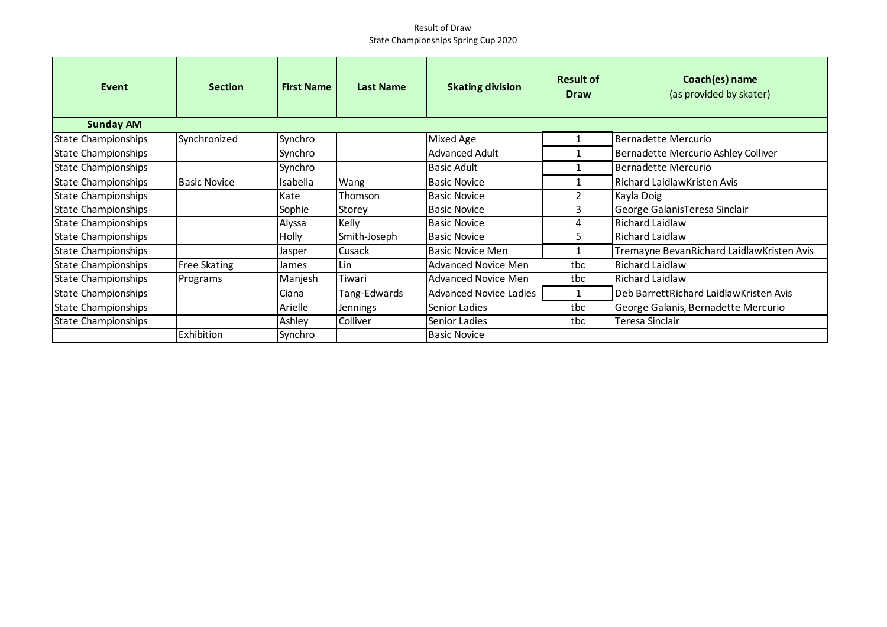Result of Draw

State Championships Spring Cup 2020

| Event | Section | First Name | Last Name | Skating division | Result of Draw | Coach(es) name (as provided by skater) |
|---|---|---|---|---|---|---|
| **Sunday AM** | | | | | | |
| State Championships | Synchronized | Synchro | | Mixed Age | 1 | Bernadette Mercurio |
| State Championships | | Synchro | | Advanced Adult | 1 | Bernadette Mercurio Ashley Colliver |
| State Championships | | Synchro | | Basic Adult | 1 | Bernadette Mercurio |
| State Championships | Basic Novice | Isabella | Wang | Basic Novice | 1 | Richard LaidlawKristen Avis |
| State Championships | | Kate | Thomson | Basic Novice | 2 | Kayla Doig |
| State Championships | | Sophie | Storey | Basic Novice | 3 | George GalanisTeresa Sinclair |
| State Championships | | Alyssa | Kelly | Basic Novice | 4 | Richard Laidlaw |
| State Championships | | Holly | Smith-Joseph | Basic Novice | 5 | Richard Laidlaw |
| State Championships | | Jasper | Cusack | Basic Novice Men | 1 | Tremayne BevanRichard LaidlawKristen Avis |
| State Championships | Free Skating | James | Lin | Advanced Novice Men | tbc | Richard Laidlaw |
| State Championships | Programs | Manjesh | Tiwari | Advanced Novice Men | tbc | Richard Laidlaw |
| State Championships | | Ciana | Tang-Edwards | Advanced Novice Ladies | 1 | Deb BarrettRichard LaidlawKristen Avis |
| State Championships | | Arielle | Jennings | Senior Ladies | tbc | George Galanis, Bernadette Mercurio |
| State Championships | | Ashley | Colliver | Senior Ladies | tbc | Teresa Sinclair |
| | Exhibition | Synchro | | Basic Novice | | |